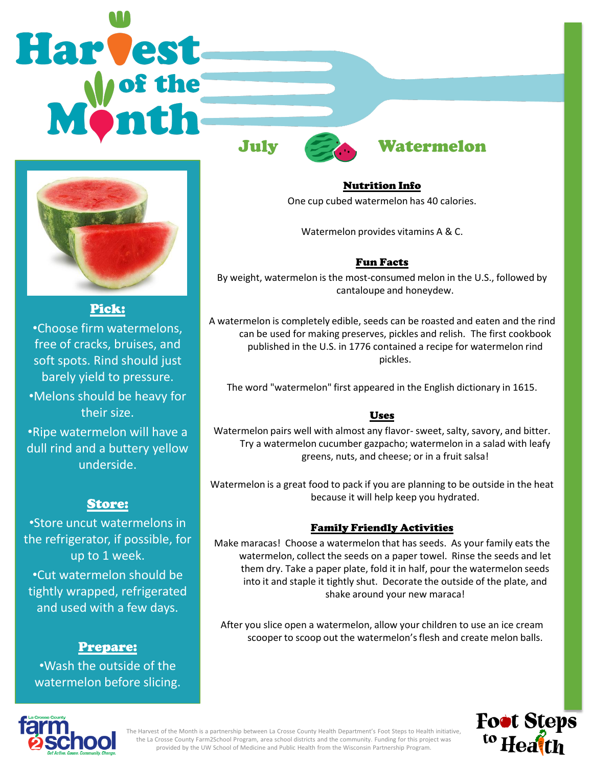# Harvest of the Month

## July — Watermelon

### Pick:

- Choose firm watermelons, free of cracks, bruises, and soft spots. Rind should just barely yield to pressure.
- Melons should be heavy for their size.
- Ripe watermelon will have a dull rind and a buttery yellow underside.

### Store:

- Store uncut watermelons in the refrigerator, if possible, for up to 1 week.
- Cut watermelon should be tightly wrapped, refrigerated and used with a few days.

### Prepare:

- Wash the outside of the watermelon before slicing.

### Nutrition Info

One cup cubed watermelon has 40 calories.

Watermelon provides vitamins A & C.

### Fun Facts

By weight, watermelon is the most-consumed melon in the U.S., followed by cantaloupe and honeydew.

A watermelon is completely edible, seeds can be roasted and eaten and the rind can be used for making preserves, pickles and relish. The first cookbook published in the U.S. in 1776 contained a recipe for watermelon rind pickles.

The word "watermelon" first appeared in the English dictionary in 1615.

### Uses

Watermelon pairs well with almost any flavor- sweet, salty, savory, and bitter. Try a watermelon cucumber gazpacho; watermelon in a salad with leafy greens, nuts, and cheese; or in a fruit salsa!

Watermelon is a great food to pack if you are planning to be outside in the heat because it will help keep you hydrated.

### Family Friendly Activities

Make maracas! Choose a watermelon that has seeds. As your family eats the watermelon, collect the seeds on a paper towel. Rinse the seeds and let them dry. Take a paper plate, fold it in half, pour the watermelon seeds into it and staple it tightly shut. Decorate the outside of the plate, and shake around your new maraca!

After you slice open a watermelon, allow your children to use an ice cream scooper to scoop out the watermelon's flesh and create melon balls.

La Crosse County farm2school — Get Active. Cause. Community. Change.

The Harvest of the Month is a partnership between La Crosse County Health Department's Foot Steps to Health initiative, the La Crosse County Farm2School Program, area school districts and the community. Funding for this project was provided by the UW School of Medicine and Public Health from the Wisconsin Partnership Program.

Foot Steps to Health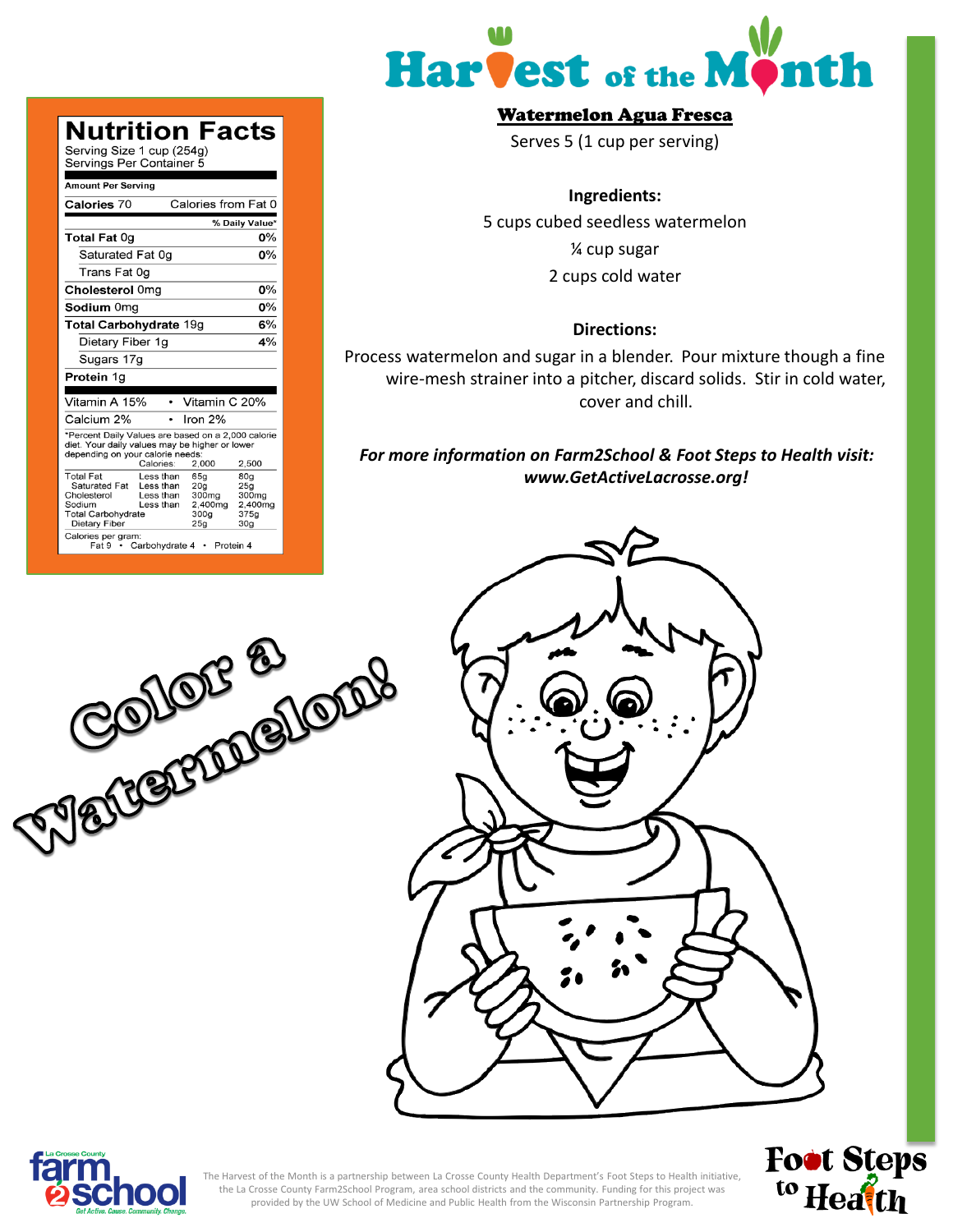# Harvest of the Month

## Watermelon Agua Fresca

Serves 5 (1 cup per serving)

### Ingredients:

5 cups cubed seedless watermelon

¼ cup sugar

2 cups cold water

### Directions:

Process watermelon and sugar in a blender. Pour mixture though a fine wire-mesh strainer into a pitcher, discard solids. Stir in cold water, cover and chill.

***For more information on Farm2School & Foot Steps to Health visit: www.GetActiveLacrosse.org!***

## Nutrition Facts

Serving Size 1 cup (254g)
Servings Per Container 5

| Amount Per Serving | |
|---|---|
| **Calories** 70 | Calories from Fat 0 |
| | **% Daily Value*** |
| **Total Fat** 0g | **0%** |
| Saturated Fat 0g | **0%** |
| Trans Fat 0g | |
| **Cholesterol** 0mg | **0%** |
| **Sodium** 0mg | **0%** |
| **Total Carbohydrate** 19g | **6%** |
| Dietary Fiber 1g | **4%** |
| Sugars 17g | |
| **Protein** 1g | |

Vitamin A 15% • Vitamin C 20%
Calcium 2% • Iron 2%

*Percent Daily Values are based on a 2,000 calorie diet. Your daily values may be higher or lower depending on your calorie needs:

| | Calories: | 2,000 | 2,500 |
|---|---|---|---|
| Total Fat | Less than | 65g | 80g |
| Saturated Fat | Less than | 20g | 25g |
| Cholesterol | Less than | 300mg | 300mg |
| Sodium | Less than | 2,400mg | 2,400mg |
| Total Carbohydrate | | 300g | 375g |
| Dietary Fiber | | 25g | 30g |

Calories per gram:
Fat 9 • Carbohydrate 4 • Protein 4

**Color a Watermelon!**

The Harvest of the Month is a partnership between La Crosse County Health Department's Foot Steps to Health initiative, the La Crosse County Farm2School Program, area school districts and the community. Funding for this project was provided by the UW School of Medicine and Public Health from the Wisconsin Partnership Program.